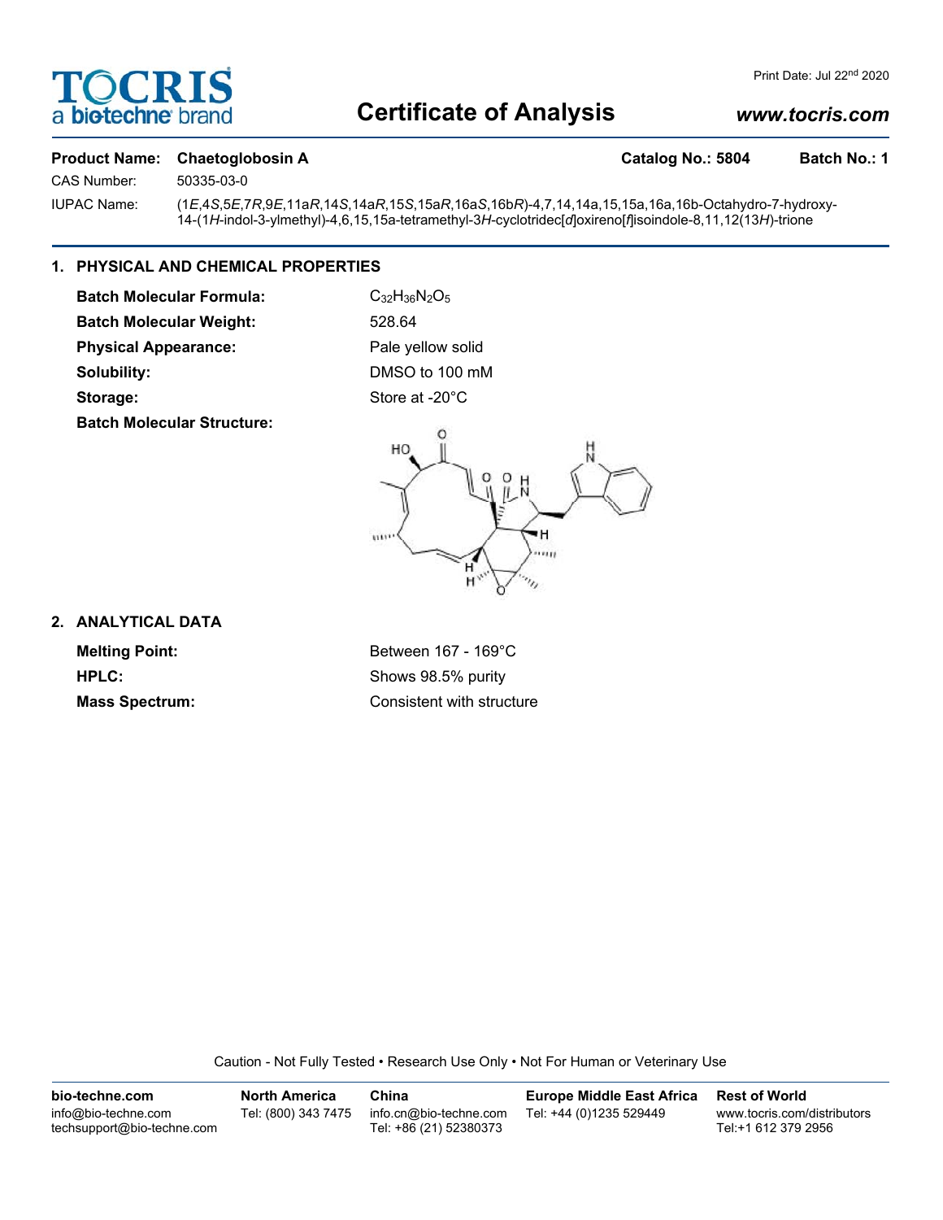Print Date: Jul 22nd 2020

# Certificate of Analysis

*www.tocris.com*

**Product Name: Chaetoglobosin A** **Catalog No.: 5804** **Batch No.: 1**

CAS Number: 50335-03-0

IUPAC Name: (1*E*,4*S*,5*E*,7*R*,9*E*,11a*R*,14*S*,14a*R*,15*S*,15a*R*,16a*S*,16b*R*)-4,7,14,14a,15,15a,16a,16b-Octahydro-7-hydroxy-14-(1*H*-indol-3-ylmethyl)-4,6,15,15a-tetramethyl-3*H*-cyclotridec[*d*]oxireno[*f*]isoindole-8,11,12(13*H*)-trione

## 1. PHYSICAL AND CHEMICAL PROPERTIES

**Batch Molecular Formula:** $C_{32}H_{36}N_2O_5$

**Batch Molecular Weight:** 528.64

**Physical Appearance:** Pale yellow solid

**Solubility:** DMSO to 100 mM

**Storage:** Store at -20°C

**Batch Molecular Structure:**

## 2. ANALYTICAL DATA

**Melting Point:** Between 167 - 169°C

**HPLC:** Shows 98.5% purity

**Mass Spectrum:** Consistent with structure

Caution - Not Fully Tested • Research Use Only • Not For Human or Veterinary Use

| bio-techne.com | North America | China | Europe Middle East Africa | Rest of World |
| --- | --- | --- | --- | --- |
| info@bio-techne.com<br>techsupport@bio-techne.com | Tel: (800) 343 7475 | info.cn@bio-techne.com<br>Tel: +86 (21) 52380373 | Tel: +44 (0)1235 529449 | www.tocris.com/distributors<br>Tel:+1 612 379 2956 |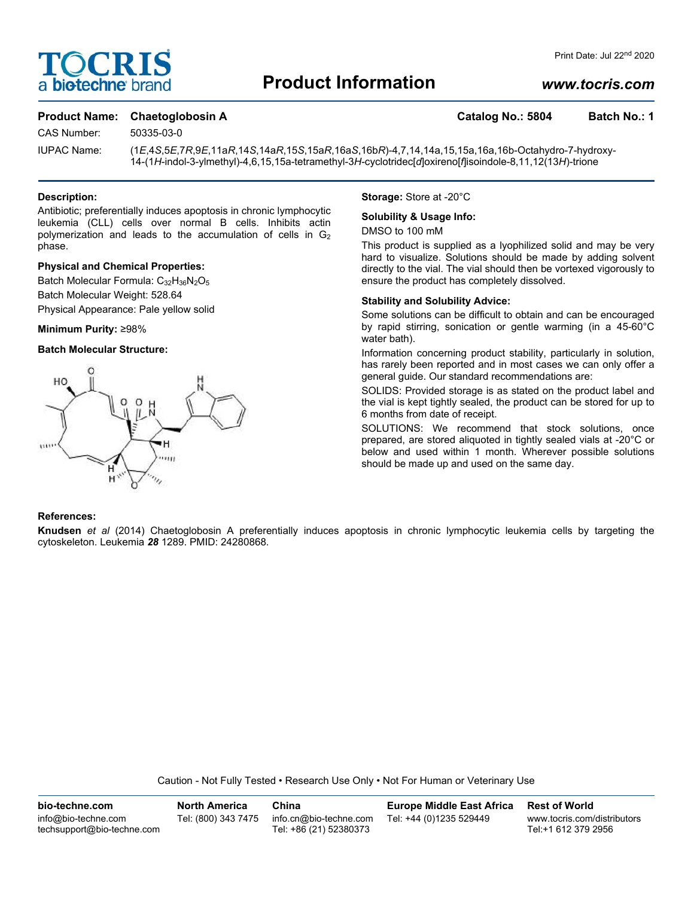# Product Information

www.tocris.com

**Product Name:** Chaetoglobosin A  **Catalog No.:** 5804  **Batch No.:** 1

CAS Number: 50335-03-0

IUPAC Name: (1*E*,4*S*,5*E*,7*R*,9*E*,11a*R*,14*S*,14a*R*,15*S*,15a*R*,16a*S*,16b*R*)-4,7,14,14a,15,15a,16a,16b-Octahydro-7-hydroxy-14-(1*H*-indol-3-ylmethyl)-4,6,15,15a-tetramethyl-3*H*-cyclotridec[*d*]oxireno[*f*]isoindole-8,11,12(13*H*)-trione

### Description:

Antibiotic; preferentially induces apoptosis in chronic lymphocytic leukemia (CLL) cells over normal B cells. Inhibits actin polymerization and leads to the accumulation of cells in $G_2$ phase.

### Physical and Chemical Properties:

Batch Molecular Formula: $C_{32}H_{36}N_2O_5$

Batch Molecular Weight: 528.64

Physical Appearance: Pale yellow solid

**Minimum Purity:** ≥98%

### Batch Molecular Structure:

**Storage:** Store at -20°C

### Solubility & Usage Info:

DMSO to 100 mM

This product is supplied as a lyophilized solid and may be very hard to visualize. Solutions should be made by adding solvent directly to the vial. The vial should then be vortexed vigorously to ensure the product has completely dissolved.

### Stability and Solubility Advice:

Some solutions can be difficult to obtain and can be encouraged by rapid stirring, sonication or gentle warming (in a 45-60°C water bath).

Information concerning product stability, particularly in solution, has rarely been reported and in most cases we can only offer a general guide. Our standard recommendations are:

SOLIDS: Provided storage is as stated on the product label and the vial is kept tightly sealed, the product can be stored for up to 6 months from date of receipt.

SOLUTIONS: We recommend that stock solutions, once prepared, are stored aliquoted in tightly sealed vials at -20°C or below and used within 1 month. Wherever possible solutions should be made up and used on the same day.

### References:

**Knudsen** *et al* (2014) Chaetoglobosin A preferentially induces apoptosis in chronic lymphocytic leukemia cells by targeting the cytoskeleton. Leukemia ***28*** 1289. PMID: 24280868.

Caution - Not Fully Tested • Research Use Only • Not For Human or Veterinary Use

**bio-techne.com**
info@bio-techne.com
techsupport@bio-techne.com

**North America**
Tel: (800) 343 7475

**China**
info.cn@bio-techne.com
Tel: +86 (21) 52380373

**Europe Middle East Africa**
Tel: +44 (0)1235 529449

**Rest of World**
www.tocris.com/distributors
Tel:+1 612 379 2956